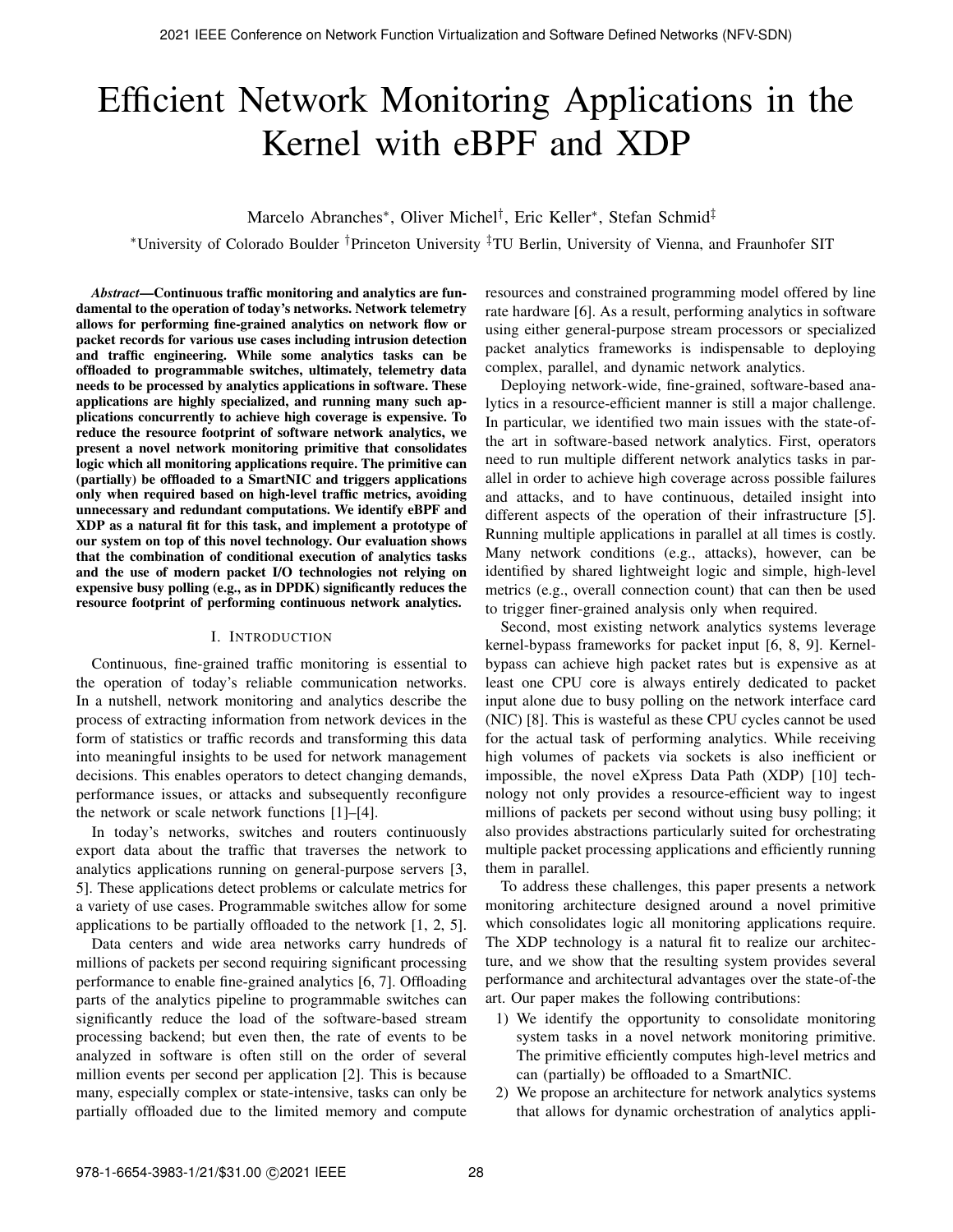# Efficient Network Monitoring Applications in the Kernel with eBPF and XDP

Marcelo Abranches*, Oliver Michel†, Eric Keller*, Stefan Schmid‡

*University of Colorado Boulder †Princeton University ‡TU Berlin, University of Vienna, and Fraunhofer SIT

***Abstract*—Continuous traffic monitoring and analytics are fundamental to the operation of today's networks. Network telemetry allows for performing fine-grained analytics on network flow or packet records for various use cases including intrusion detection and traffic engineering. While some analytics tasks can be offloaded to programmable switches, ultimately, telemetry data needs to be processed by analytics applications in software. These applications are highly specialized, and running many such applications concurrently to achieve high coverage is expensive. To reduce the resource footprint of software network analytics, we present a novel network monitoring primitive that consolidates logic which all monitoring applications require. The primitive can (partially) be offloaded to a SmartNIC and triggers applications only when required based on high-level traffic metrics, avoiding unnecessary and redundant computations. We identify eBPF and XDP as a natural fit for this task, and implement a prototype of our system on top of this novel technology. Our evaluation shows that the combination of conditional execution of analytics tasks and the use of modern packet I/O technologies not relying on expensive busy polling (e.g., as in DPDK) significantly reduces the resource footprint of performing continuous network analytics.**

## I. Introduction

Continuous, fine-grained traffic monitoring is essential to the operation of today's reliable communication networks. In a nutshell, network monitoring and analytics describe the process of extracting information from network devices in the form of statistics or traffic records and transforming this data into meaningful insights to be used for network management decisions. This enables operators to detect changing demands, performance issues, or attacks and subsequently reconfigure the network or scale network functions [1]–[4].

In today's networks, switches and routers continuously export data about the traffic that traverses the network to analytics applications running on general-purpose servers [3, 5]. These applications detect problems or calculate metrics for a variety of use cases. Programmable switches allow for some applications to be partially offloaded to the network [1, 2, 5].

Data centers and wide area networks carry hundreds of millions of packets per second requiring significant processing performance to enable fine-grained analytics [6, 7]. Offloading parts of the analytics pipeline to programmable switches can significantly reduce the load of the software-based stream processing backend; but even then, the rate of events to be analyzed in software is often still on the order of several million events per second per application [2]. This is because many, especially complex or state-intensive, tasks can only be partially offloaded due to the limited memory and compute resources and constrained programming model offered by line rate hardware [6]. As a result, performing analytics in software using either general-purpose stream processors or specialized packet analytics frameworks is indispensable to deploying complex, parallel, and dynamic network analytics.

Deploying network-wide, fine-grained, software-based analytics in a resource-efficient manner is still a major challenge. In particular, we identified two main issues with the state-of-the art in software-based network analytics. First, operators need to run multiple different network analytics tasks in parallel in order to achieve high coverage across possible failures and attacks, and to have continuous, detailed insight into different aspects of the operation of their infrastructure [5]. Running multiple applications in parallel at all times is costly. Many network conditions (e.g., attacks), however, can be identified by shared lightweight logic and simple, high-level metrics (e.g., overall connection count) that can then be used to trigger finer-grained analysis only when required.

Second, most existing network analytics systems leverage kernel-bypass frameworks for packet input [6, 8, 9]. Kernel-bypass can achieve high packet rates but is expensive as at least one CPU core is always entirely dedicated to packet input alone due to busy polling on the network interface card (NIC) [8]. This is wasteful as these CPU cycles cannot be used for the actual task of performing analytics. While receiving high volumes of packets via sockets is also inefficient or impossible, the novel eXpress Data Path (XDP) [10] technology not only provides a resource-efficient way to ingest millions of packets per second without using busy polling; it also provides abstractions particularly suited for orchestrating multiple packet processing applications and efficiently running them in parallel.

To address these challenges, this paper presents a network monitoring architecture designed around a novel primitive which consolidates logic all monitoring applications require. The XDP technology is a natural fit to realize our architecture, and we show that the resulting system provides several performance and architectural advantages over the state-of-the art. Our paper makes the following contributions:

1) We identify the opportunity to consolidate monitoring system tasks in a novel network monitoring primitive. The primitive efficiently computes high-level metrics and can (partially) be offloaded to a SmartNIC.
2) We propose an architecture for network analytics systems that allows for dynamic orchestration of analytics appli-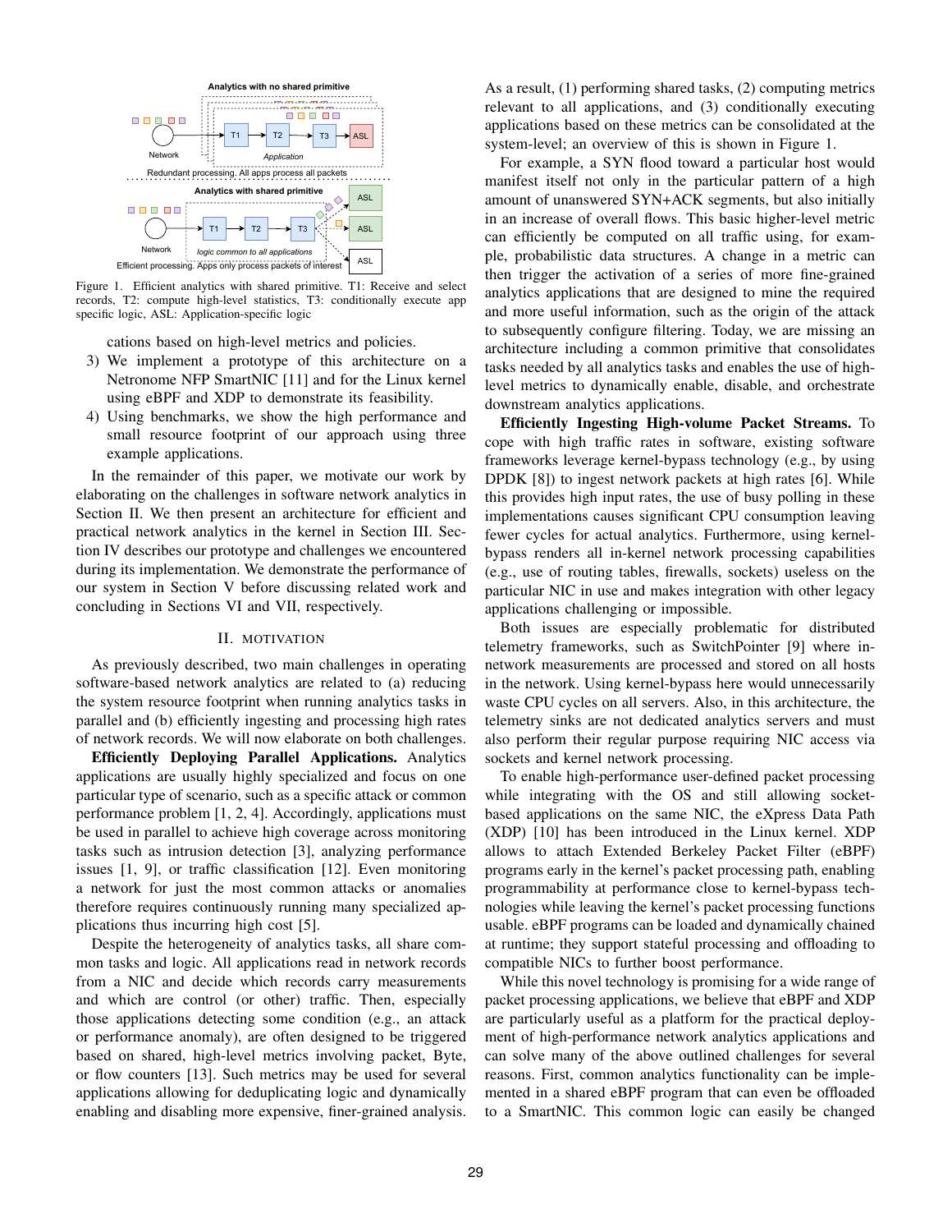Figure 1. Efficient analytics with shared primitive. T1: Receive and select records, T2: compute high-level statistics, T3: conditionally execute app specific logic, ASL: Application-specific logic

cations based on high-level metrics and policies.

3) We implement a prototype of this architecture on a Netronome NFP SmartNIC [11] and for the Linux kernel using eBPF and XDP to demonstrate its feasibility.
4) Using benchmarks, we show the high performance and small resource footprint of our approach using three example applications.

In the remainder of this paper, we motivate our work by elaborating on the challenges in software network analytics in Section II. We then present an architecture for efficient and practical network analytics in the kernel in Section III. Section IV describes our prototype and challenges we encountered during its implementation. We demonstrate the performance of our system in Section V before discussing related work and concluding in Sections VI and VII, respectively.

## II. Motivation

As previously described, two main challenges in operating software-based network analytics are related to (a) reducing the system resource footprint when running analytics tasks in parallel and (b) efficiently ingesting and processing high rates of network records. We will now elaborate on both challenges.

**Efficiently Deploying Parallel Applications.** Analytics applications are usually highly specialized and focus on one particular type of scenario, such as a specific attack or common performance problem [1, 2, 4]. Accordingly, applications must be used in parallel to achieve high coverage across monitoring tasks such as intrusion detection [3], analyzing performance issues [1, 9], or traffic classification [12]. Even monitoring a network for just the most common attacks or anomalies therefore requires continuously running many specialized applications thus incurring high cost [5].

Despite the heterogeneity of analytics tasks, all share common tasks and logic. All applications read in network records from a NIC and decide which records carry measurements and which are control (or other) traffic. Then, especially those applications detecting some condition (e.g., an attack or performance anomaly), are often designed to be triggered based on shared, high-level metrics involving packet, Byte, or flow counters [13]. Such metrics may be used for several applications allowing for deduplicating logic and dynamically enabling and disabling more expensive, finer-grained analysis. As a result, (1) performing shared tasks, (2) computing metrics relevant to all applications, and (3) conditionally executing applications based on these metrics can be consolidated at the system-level; an overview of this is shown in Figure 1.

For example, a SYN flood toward a particular host would manifest itself not only in the particular pattern of a high amount of unanswered SYN+ACK segments, but also initially in an increase of overall flows. This basic higher-level metric can efficiently be computed on all traffic using, for example, probabilistic data structures. A change in a metric can then trigger the activation of a series of more fine-grained analytics applications that are designed to mine the required and more useful information, such as the origin of the attack to subsequently configure filtering. Today, we are missing an architecture including a common primitive that consolidates tasks needed by all analytics tasks and enables the use of high-level metrics to dynamically enable, disable, and orchestrate downstream analytics applications.

**Efficiently Ingesting High-volume Packet Streams.** To cope with high traffic rates in software, existing software frameworks leverage kernel-bypass technology (e.g., by using DPDK [8]) to ingest network packets at high rates [6]. While this provides high input rates, the use of busy polling in these implementations causes significant CPU consumption leaving fewer cycles for actual analytics. Furthermore, using kernel-bypass renders all in-kernel network processing capabilities (e.g., use of routing tables, firewalls, sockets) useless on the particular NIC in use and makes integration with other legacy applications challenging or impossible.

Both issues are especially problematic for distributed telemetry frameworks, such as SwitchPointer [9] where in-network measurements are processed and stored on all hosts in the network. Using kernel-bypass here would unnecessarily waste CPU cycles on all servers. Also, in this architecture, the telemetry sinks are not dedicated analytics servers and must also perform their regular purpose requiring NIC access via sockets and kernel network processing.

To enable high-performance user-defined packet processing while integrating with the OS and still allowing socket-based applications on the same NIC, the eXpress Data Path (XDP) [10] has been introduced in the Linux kernel. XDP allows to attach Extended Berkeley Packet Filter (eBPF) programs early in the kernel's packet processing path, enabling programmability at performance close to kernel-bypass technologies while leaving the kernel's packet processing functions usable. eBPF programs can be loaded and dynamically chained at runtime; they support stateful processing and offloading to compatible NICs to further boost performance.

While this novel technology is promising for a wide range of packet processing applications, we believe that eBPF and XDP are particularly useful as a platform for the practical deployment of high-performance network analytics applications and can solve many of the above outlined challenges for several reasons. First, common analytics functionality can be implemented in a shared eBPF program that can even be offloaded to a SmartNIC. This common logic can easily be changed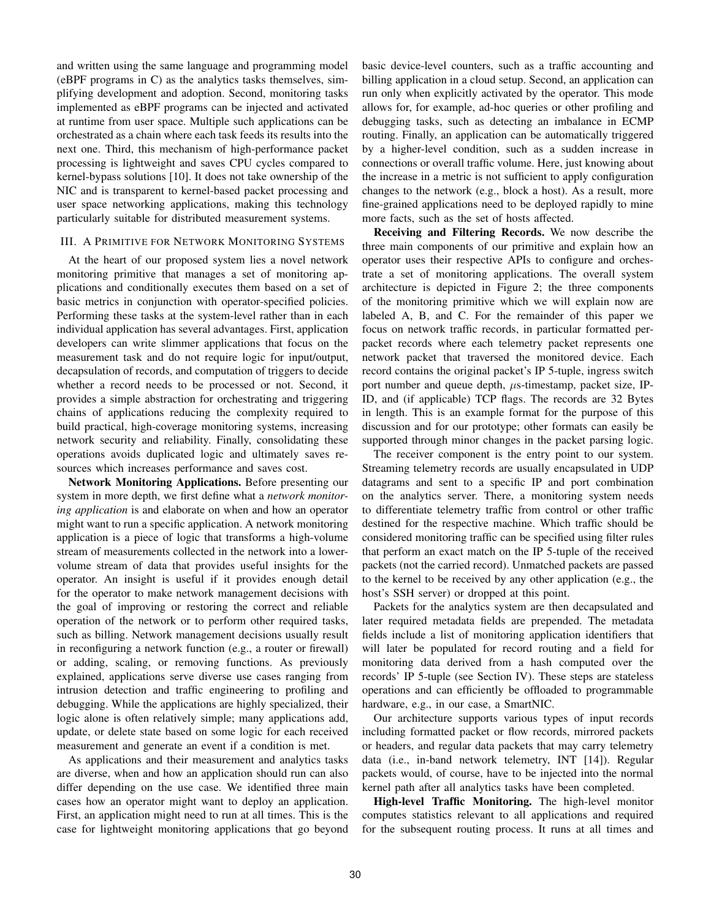and written using the same language and programming model (eBPF programs in C) as the analytics tasks themselves, simplifying development and adoption. Second, monitoring tasks implemented as eBPF programs can be injected and activated at runtime from user space. Multiple such applications can be orchestrated as a chain where each task feeds its results into the next one. Third, this mechanism of high-performance packet processing is lightweight and saves CPU cycles compared to kernel-bypass solutions [10]. It does not take ownership of the NIC and is transparent to kernel-based packet processing and user space networking applications, making this technology particularly suitable for distributed measurement systems.

## III. A Primitive for Network Monitoring Systems

At the heart of our proposed system lies a novel network monitoring primitive that manages a set of monitoring applications and conditionally executes them based on a set of basic metrics in conjunction with operator-specified policies. Performing these tasks at the system-level rather than in each individual application has several advantages. First, application developers can write slimmer applications that focus on the measurement task and do not require logic for input/output, decapsulation of records, and computation of triggers to decide whether a record needs to be processed or not. Second, it provides a simple abstraction for orchestrating and triggering chains of applications reducing the complexity required to build practical, high-coverage monitoring systems, increasing network security and reliability. Finally, consolidating these operations avoids duplicated logic and ultimately saves resources which increases performance and saves cost.

**Network Monitoring Applications.** Before presenting our system in more depth, we first define what a *network monitoring application* is and elaborate on when and how an operator might want to run a specific application. A network monitoring application is a piece of logic that transforms a high-volume stream of measurements collected in the network into a lower-volume stream of data that provides useful insights for the operator. An insight is useful if it provides enough detail for the operator to make network management decisions with the goal of improving or restoring the correct and reliable operation of the network or to perform other required tasks, such as billing. Network management decisions usually result in reconfiguring a network function (e.g., a router or firewall) or adding, scaling, or removing functions. As previously explained, applications serve diverse use cases ranging from intrusion detection and traffic engineering to profiling and debugging. While the applications are highly specialized, their logic alone is often relatively simple; many applications add, update, or delete state based on some logic for each received measurement and generate an event if a condition is met.

As applications and their measurement and analytics tasks are diverse, when and how an application should run can also differ depending on the use case. We identified three main cases how an operator might want to deploy an application. First, an application might need to run at all times. This is the case for lightweight monitoring applications that go beyond basic device-level counters, such as a traffic accounting and billing application in a cloud setup. Second, an application can run only when explicitly activated by the operator. This mode allows for, for example, ad-hoc queries or other profiling and debugging tasks, such as detecting an imbalance in ECMP routing. Finally, an application can be automatically triggered by a higher-level condition, such as a sudden increase in connections or overall traffic volume. Here, just knowing about the increase in a metric is not sufficient to apply configuration changes to the network (e.g., block a host). As a result, more fine-grained applications need to be deployed rapidly to mine more facts, such as the set of hosts affected.

**Receiving and Filtering Records.** We now describe the three main components of our primitive and explain how an operator uses their respective APIs to configure and orchestrate a set of monitoring applications. The overall system architecture is depicted in Figure 2; the three components of the monitoring primitive which we will explain now are labeled A, B, and C. For the remainder of this paper we focus on network traffic records, in particular formatted per-packet records where each telemetry packet represents one network packet that traversed the monitored device. Each record contains the original packet's IP 5-tuple, ingress switch port number and queue depth, $\mu$s-timestamp, packet size, IP-ID, and (if applicable) TCP flags. The records are 32 Bytes in length. This is an example format for the purpose of this discussion and for our prototype; other formats can easily be supported through minor changes in the packet parsing logic.

The receiver component is the entry point to our system. Streaming telemetry records are usually encapsulated in UDP datagrams and sent to a specific IP and port combination on the analytics server. There, a monitoring system needs to differentiate telemetry traffic from control or other traffic destined for the respective machine. Which traffic should be considered monitoring traffic can be specified using filter rules that perform an exact match on the IP 5-tuple of the received packets (not the carried record). Unmatched packets are passed to the kernel to be received by any other application (e.g., the host's SSH server) or dropped at this point.

Packets for the analytics system are then decapsulated and later required metadata fields are prepended. The metadata fields include a list of monitoring application identifiers that will later be populated for record routing and a field for monitoring data derived from a hash computed over the records' IP 5-tuple (see Section IV). These steps are stateless operations and can efficiently be offloaded to programmable hardware, e.g., in our case, a SmartNIC.

Our architecture supports various types of input records including formatted packet or flow records, mirrored packets or headers, and regular data packets that may carry telemetry data (i.e., in-band network telemetry, INT [14]). Regular packets would, of course, have to be injected into the normal kernel path after all analytics tasks have been completed.

**High-level Traffic Monitoring.** The high-level monitor computes statistics relevant to all applications and required for the subsequent routing process. It runs at all times and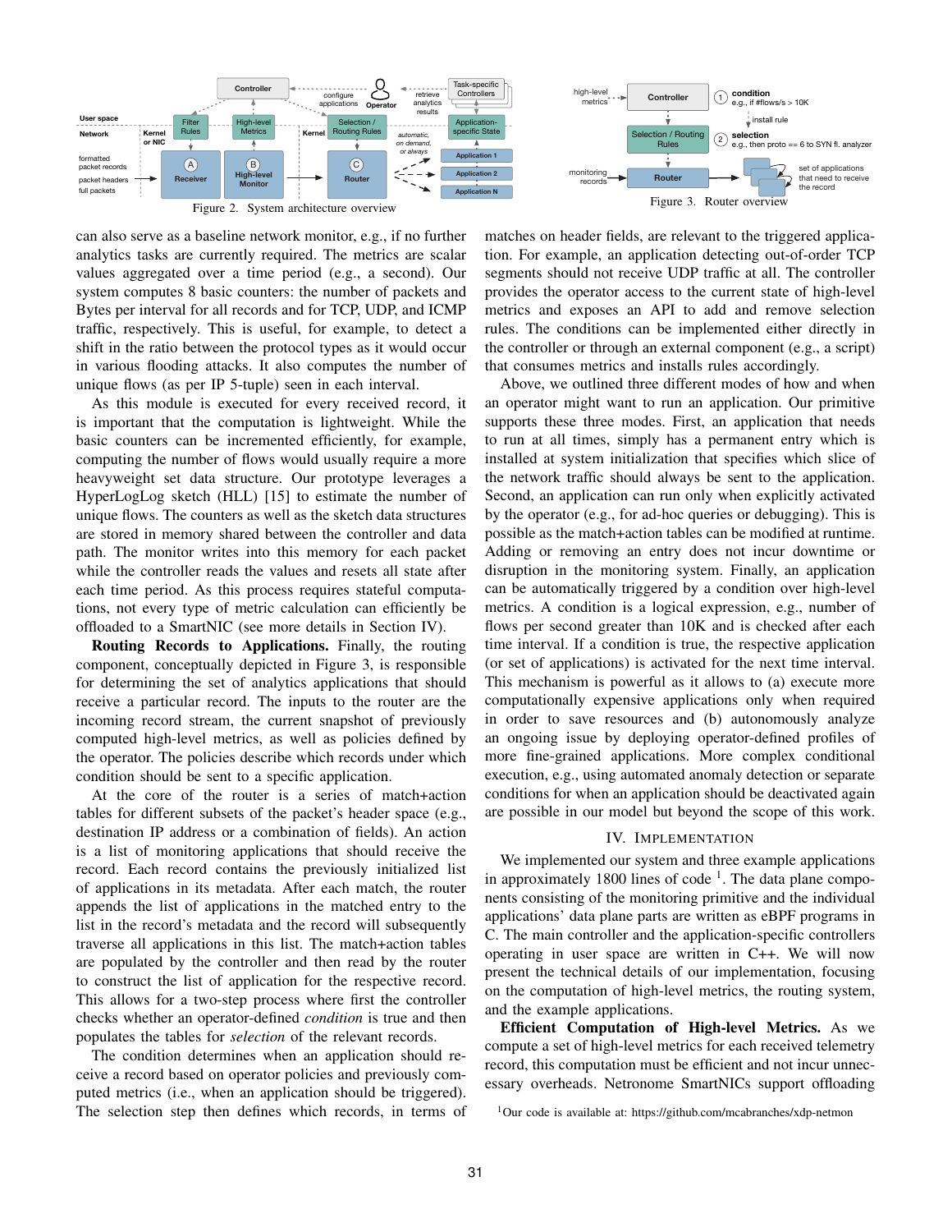Figure 2. System architecture overview

Figure 3. Router overview

can also serve as a baseline network monitor, e.g., if no further analytics tasks are currently required. The metrics are scalar values aggregated over a time period (e.g., a second). Our system computes 8 basic counters: the number of packets and Bytes per interval for all records and for TCP, UDP, and ICMP traffic, respectively. This is useful, for example, to detect a shift in the ratio between the protocol types as it would occur in various flooding attacks. It also computes the number of unique flows (as per IP 5-tuple) seen in each interval.

As this module is executed for every received record, it is important that the computation is lightweight. While the basic counters can be incremented efficiently, for example, computing the number of flows would usually require a more heavyweight set data structure. Our prototype leverages a HyperLogLog sketch (HLL) [15] to estimate the number of unique flows. The counters as well as the sketch data structures are stored in memory shared between the controller and data path. The monitor writes into this memory for each packet while the controller reads the values and resets all state after each time period. As this process requires stateful computations, not every type of metric calculation can efficiently be offloaded to a SmartNIC (see more details in Section IV).

**Routing Records to Applications.** Finally, the routing component, conceptually depicted in Figure 3, is responsible for determining the set of analytics applications that should receive a particular record. The inputs to the router are the incoming record stream, the current snapshot of previously computed high-level metrics, as well as policies defined by the operator. The policies describe which records under which condition should be sent to a specific application.

At the core of the router is a series of match+action tables for different subsets of the packet's header space (e.g., destination IP address or a combination of fields). An action is a list of monitoring applications that should receive the record. Each record contains the previously initialized list of applications in its metadata. After each match, the router appends the list of applications in the matched entry to the list in the record's metadata and the record will subsequently traverse all applications in this list. The match+action tables are populated by the controller and then read by the router to construct the list of application for the respective record. This allows for a two-step process where first the controller checks whether an operator-defined *condition* is true and then populates the tables for *selection* of the relevant records.

The condition determines when an application should receive a record based on operator policies and previously computed metrics (i.e., when an application should be triggered). The selection step then defines which records, in terms of matches on header fields, are relevant to the triggered application. For example, an application detecting out-of-order TCP segments should not receive UDP traffic at all. The controller provides the operator access to the current state of high-level metrics and exposes an API to add and remove selection rules. The conditions can be implemented either directly in the controller or through an external component (e.g., a script) that consumes metrics and installs rules accordingly.

Above, we outlined three different modes of how and when an operator might want to run an application. Our primitive supports these three modes. First, an application that needs to run at all times, simply has a permanent entry which is installed at system initialization that specifies which slice of the network traffic should always be sent to the application. Second, an application can run only when explicitly activated by the operator (e.g., for ad-hoc queries or debugging). This is possible as the match+action tables can be modified at runtime. Adding or removing an entry does not incur downtime or disruption in the monitoring system. Finally, an application can be automatically triggered by a condition over high-level metrics. A condition is a logical expression, e.g., number of flows per second greater than 10K and is checked after each time interval. If a condition is true, the respective application (or set of applications) is activated for the next time interval. This mechanism is powerful as it allows to (a) execute more computationally expensive applications only when required in order to save resources and (b) autonomously analyze an ongoing issue by deploying operator-defined profiles of more fine-grained applications. More complex conditional execution, e.g., using automated anomaly detection or separate conditions for when an application should be deactivated again are possible in our model but beyond the scope of this work.

## IV. Implementation

We implemented our system and three example applications in approximately 1800 lines of code [1]. The data plane components consisting of the monitoring primitive and the individual applications' data plane parts are written as eBPF programs in C. The main controller and the application-specific controllers operating in user space are written in C++. We will now present the technical details of our implementation, focusing on the computation of high-level metrics, the routing system, and the example applications.

**Efficient Computation of High-level Metrics.** As we compute a set of high-level metrics for each received telemetry record, this computation must be efficient and not incur unnecessary overheads. Netronome SmartNICs support offloading

[1] Our code is available at: https://github.com/mcabranches/xdp-netmon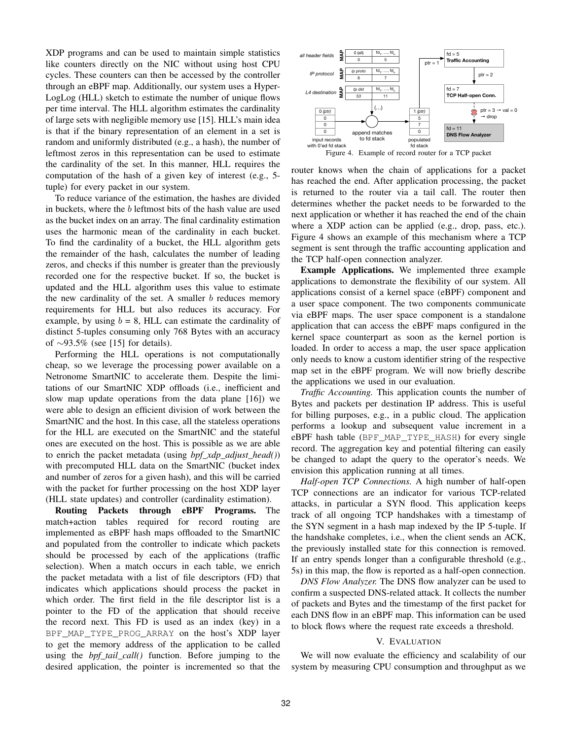XDP programs and can be used to maintain simple statistics like counters directly on the NIC without using host CPU cycles. These counters can then be accessed by the controller through an eBPF map. Additionally, our system uses a HyperLogLog (HLL) sketch to estimate the number of unique flows per time interval. The HLL algorithm estimates the cardinality of large sets with negligible memory use [15]. HLL's main idea is that if the binary representation of an element in a set is random and uniformly distributed (e.g., a hash), the number of leftmost zeros in this representation can be used to estimate the cardinality of the set. In this manner, HLL requires the computation of the hash of a given key of interest (e.g., 5-tuple) for every packet in our system.

To reduce variance of the estimation, the hashes are divided in buckets, where the $b$ leftmost bits of the hash value are used as the bucket index on an array. The final cardinality estimation uses the harmonic mean of the cardinality in each bucket. To find the cardinality of a bucket, the HLL algorithm gets the remainder of the hash, calculates the number of leading zeros, and checks if this number is greater than the previously recorded one for the respective bucket. If so, the bucket is updated and the HLL algorithm uses this value to estimate the new cardinality of the set. A smaller $b$ reduces memory requirements for HLL but also reduces its accuracy. For example, by using $b$ = 8, HLL can estimate the cardinality of distinct 5-tuples consuming only 768 Bytes with an accuracy of ∼93.5% (see [15] for details).

Performing the HLL operations is not computationally cheap, so we leverage the processing power available on a Netronome SmartNIC to accelerate them. Despite the limitations of our SmartNIC XDP offloads (i.e., inefficient and slow map update operations from the data plane [16]) we were able to design an efficient division of work between the SmartNIC and the host. In this case, all the stateless operations for the HLL are executed on the SmartNIC and the stateful ones are executed on the host. This is possible as we are able to enrich the packet metadata (using *bpf_xdp_adjust_head()*) with precomputed HLL data on the SmartNIC (bucket index and number of zeros for a given hash), and this will be carried with the packet for further processing on the host XDP layer (HLL state updates) and controller (cardinality estimation).

**Routing Packets through eBPF Programs.** The match+action tables required for record routing are implemented as eBPF hash maps offloaded to the SmartNIC and populated from the controller to indicate which packets should be processed by each of the applications (traffic selection). When a match occurs in each table, we enrich the packet metadata with a list of file descriptors (FD) that indicates which applications should process the packet in which order. The first field in the file descriptor list is a pointer to the FD of the application that should receive the record next. This FD is used as an index (key) in a `BPF_MAP_TYPE_PROG_ARRAY` on the host's XDP layer to get the memory address of the application to be called using the *bpf_tail_call()* function. Before jumping to the desired application, the pointer is incremented so that the router knows when the chain of applications for a packet has reached the end. After application processing, the packet is returned to the router via a tail call. The router then determines whether the packet needs to be forwarded to the next application or whether it has reached the end of the chain where a XDP action can be applied (e.g., drop, pass, etc.). Figure 4 shows an example of this mechanism where a TCP segment is sent through the traffic accounting application and the TCP half-open connection analyzer.

Figure 4. Example of record router for a TCP packet

**Example Applications.** We implemented three example applications to demonstrate the flexibility of our system. All applications consist of a kernel space (eBPF) component and a user space component. The two components communicate via eBPF maps. The user space component is a standalone application that can access the eBPF maps configured in the kernel space counterpart as soon as the kernel portion is loaded. In order to access a map, the user space application only needs to know a custom identifier string of the respective map set in the eBPF program. We will now briefly describe the applications we used in our evaluation.

*Traffic Accounting.* This application counts the number of Bytes and packets per destination IP address. This is useful for billing purposes, e.g., in a public cloud. The application performs a lookup and subsequent value increment in a eBPF hash table (`BPF_MAP_TYPE_HASH`) for every single record. The aggregation key and potential filtering can easily be changed to adapt the query to the operator's needs. We envision this application running at all times.

*Half-open TCP Connections.* A high number of half-open TCP connections are an indicator for various TCP-related attacks, in particular a SYN flood. This application keeps track of all ongoing TCP handshakes with a timestamp of the SYN segment in a hash map indexed by the IP 5-tuple. If the handshake completes, i.e., when the client sends an ACK, the previously installed state for this connection is removed. If an entry spends longer than a configurable threshold (e.g., 5s) in this map, the flow is reported as a half-open connection.

*DNS Flow Analyzer.* The DNS flow analyzer can be used to confirm a suspected DNS-related attack. It collects the number of packets and Bytes and the timestamp of the first packet for each DNS flow in an eBPF map. This information can be used to block flows where the request rate exceeds a threshold.

## V. Evaluation

We will now evaluate the efficiency and scalability of our system by measuring CPU consumption and throughput as we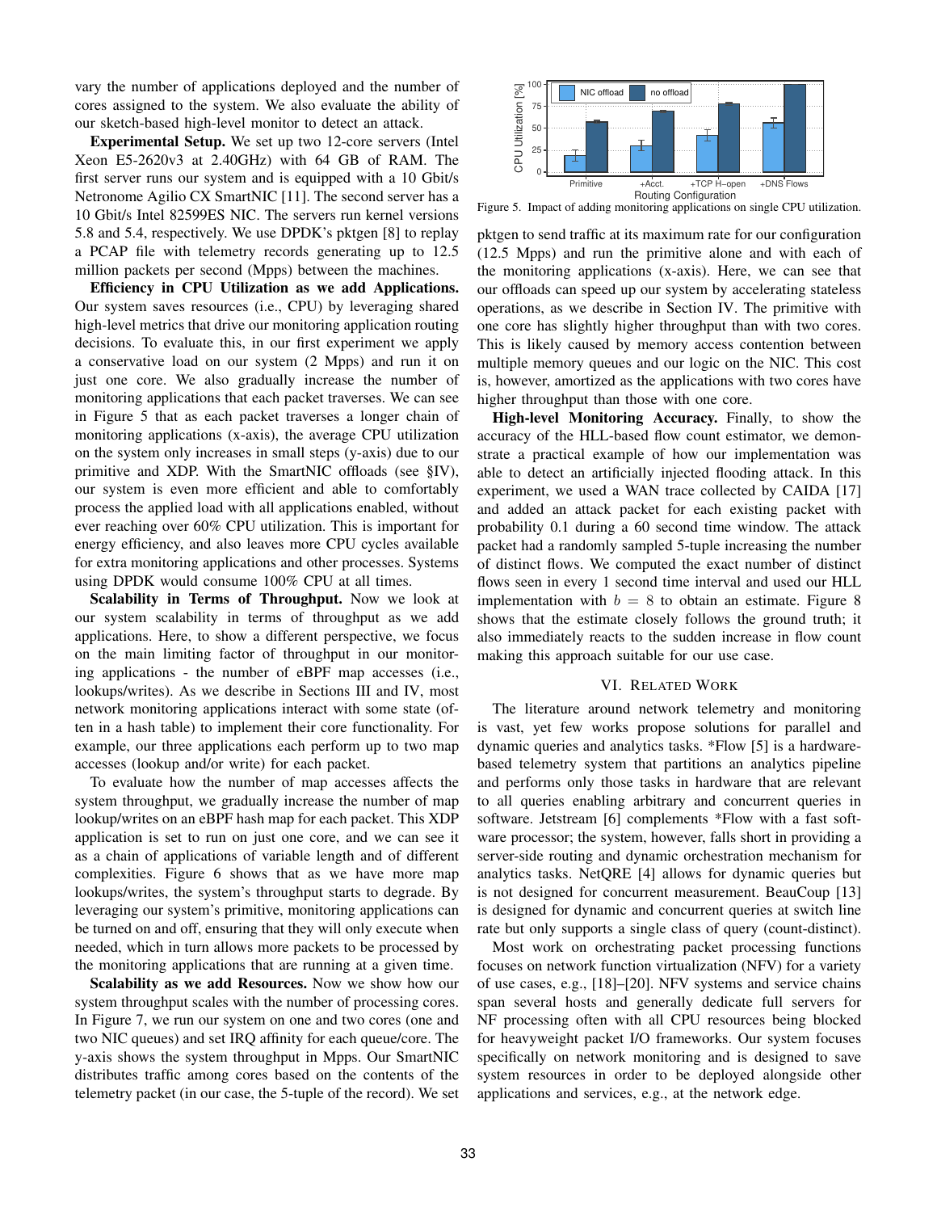vary the number of applications deployed and the number of cores assigned to the system. We also evaluate the ability of our sketch-based high-level monitor to detect an attack.

**Experimental Setup.** We set up two 12-core servers (Intel Xeon E5-2620v3 at 2.40GHz) with 64 GB of RAM. The first server runs our system and is equipped with a 10 Gbit/s Netronome Agilio CX SmartNIC [11]. The second server has a 10 Gbit/s Intel 82599ES NIC. The servers run kernel versions 5.8 and 5.4, respectively. We use DPDK's pktgen [8] to replay a PCAP file with telemetry records generating up to 12.5 million packets per second (Mpps) between the machines.

**Efficiency in CPU Utilization as we add Applications.** Our system saves resources (i.e., CPU) by leveraging shared high-level metrics that drive our monitoring application routing decisions. To evaluate this, in our first experiment we apply a conservative load on our system (2 Mpps) and run it on just one core. We also gradually increase the number of monitoring applications that each packet traverses. We can see in Figure 5 that as each packet traverses a longer chain of monitoring applications (x-axis), the average CPU utilization on the system only increases in small steps (y-axis) due to our primitive and XDP. With the SmartNIC offloads (see §IV), our system is even more efficient and able to comfortably process the applied load with all applications enabled, without ever reaching over 60% CPU utilization. This is important for energy efficiency, and also leaves more CPU cycles available for extra monitoring applications and other processes. Systems using DPDK would consume 100% CPU at all times.

**Scalability in Terms of Throughput.** Now we look at our system scalability in terms of throughput as we add applications. Here, to show a different perspective, we focus on the main limiting factor of throughput in our monitoring applications - the number of eBPF map accesses (i.e., lookups/writes). As we describe in Sections III and IV, most network monitoring applications interact with some state (often in a hash table) to implement their core functionality. For example, our three applications each perform up to two map accesses (lookup and/or write) for each packet.

To evaluate how the number of map accesses affects the system throughput, we gradually increase the number of map lookup/writes on an eBPF hash map for each packet. This XDP application is set to run on just one core, and we can see it as a chain of applications of variable length and of different complexities. Figure 6 shows that as we have more map lookups/writes, the system's throughput starts to degrade. By leveraging our system's primitive, monitoring applications can be turned on and off, ensuring that they will only execute when needed, which in turn allows more packets to be processed by the monitoring applications that are running at a given time.

**Scalability as we add Resources.** Now we show how our system throughput scales with the number of processing cores. In Figure 7, we run our system on one and two cores (one and two NIC queues) and set IRQ affinity for each queue/core. The y-axis shows the system throughput in Mpps. Our SmartNIC distributes traffic among cores based on the contents of the telemetry packet (in our case, the 5-tuple of the record). We set

Figure 5. Impact of adding monitoring applications on single CPU utilization.

pktgen to send traffic at its maximum rate for our configuration (12.5 Mpps) and run the primitive alone and with each of the monitoring applications (x-axis). Here, we can see that our offloads can speed up our system by accelerating stateless operations, as we describe in Section IV. The primitive with one core has slightly higher throughput than with two cores. This is likely caused by memory access contention between multiple memory queues and our logic on the NIC. This cost is, however, amortized as the applications with two cores have higher throughput than those with one core.

**High-level Monitoring Accuracy.** Finally, to show the accuracy of the HLL-based flow count estimator, we demonstrate a practical example of how our implementation was able to detect an artificially injected flooding attack. In this experiment, we used a WAN trace collected by CAIDA [17] and added an attack packet for each existing packet with probability 0.1 during a 60 second time window. The attack packet had a randomly sampled 5-tuple increasing the number of distinct flows. We computed the exact number of distinct flows seen in every 1 second time interval and used our HLL implementation with $b = 8$ to obtain an estimate. Figure 8 shows that the estimate closely follows the ground truth; it also immediately reacts to the sudden increase in flow count making this approach suitable for our use case.

## VI. Related Work

The literature around network telemetry and monitoring is vast, yet few works propose solutions for parallel and dynamic queries and analytics tasks. *Flow [5] is a hardware-based telemetry system that partitions an analytics pipeline and performs only those tasks in hardware that are relevant to all queries enabling arbitrary and concurrent queries in software. Jetstream [6] complements *Flow with a fast software processor; the system, however, falls short in providing a server-side routing and dynamic orchestration mechanism for analytics tasks. NetQRE [4] allows for dynamic queries but is not designed for concurrent measurement. BeauCoup [13] is designed for dynamic and concurrent queries at switch line rate but only supports a single class of query (count-distinct).

Most work on orchestrating packet processing functions focuses on network function virtualization (NFV) for a variety of use cases, e.g., [18]–[20]. NFV systems and service chains span several hosts and generally dedicate full servers for NF processing often with all CPU resources being blocked for heavyweight packet I/O frameworks. Our system focuses specifically on network monitoring and is designed to save system resources in order to be deployed alongside other applications and services, e.g., at the network edge.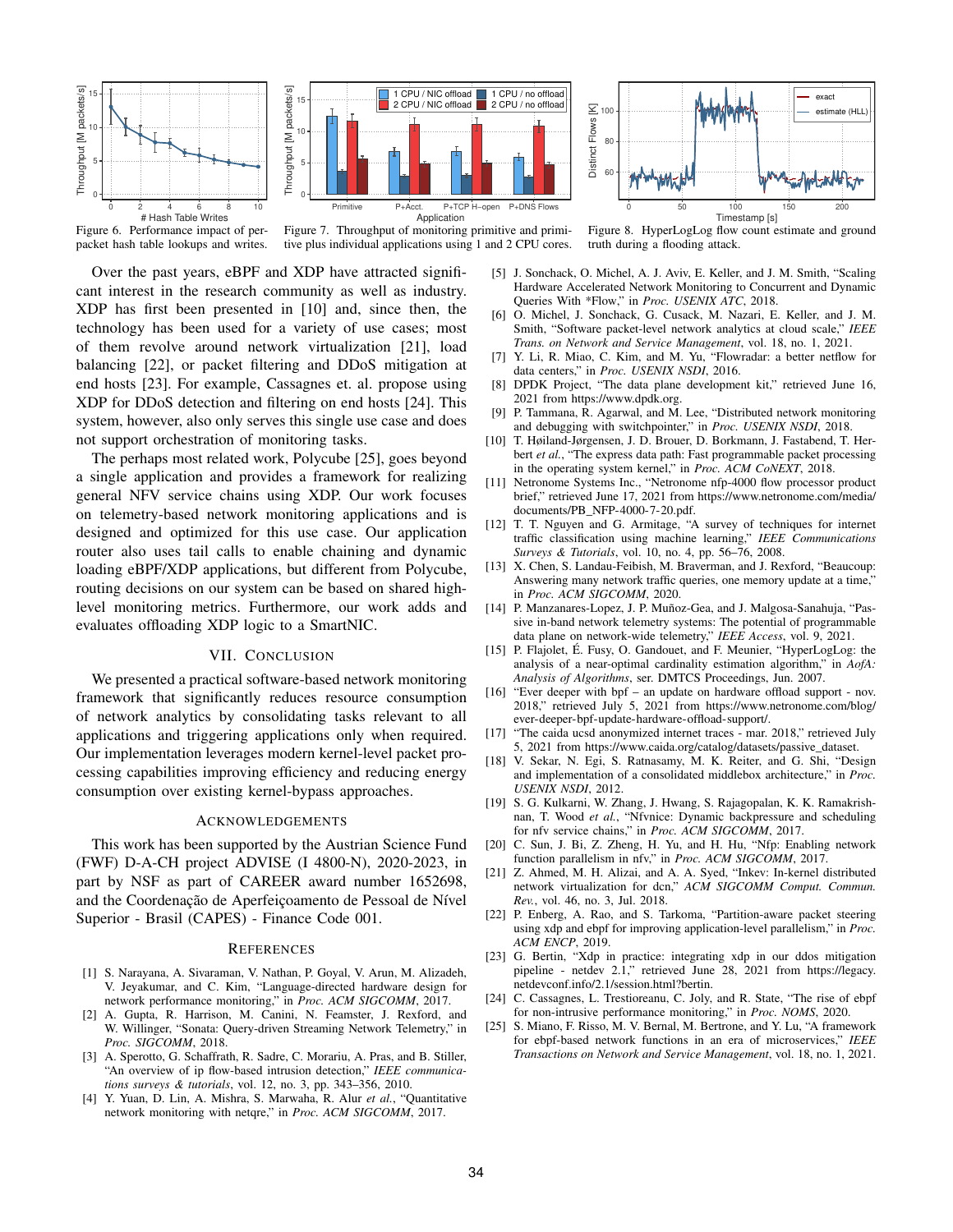Throughput [M packets/s]
15
10
5
0
0 2 4 6 8 10
# Hash Table Writes

Figure 6. Performance impact of per-packet hash table lookups and writes.

Throughput [M packets/s]
15
10
5
0
1 CPU / NIC offload
2 CPU / NIC offload
1 CPU / no offload
2 CPU / no offload
Primitive P+Acct. P+TCP H-open P+DNS Flows
Application

Figure 7. Throughput of monitoring primitive and primitive plus individual applications using 1 and 2 CPU cores.

Distinct Flows [K]
100
80
60
exact
estimate (HLL)
0 50 100 150 200
Timestamp [s]

Figure 8. HyperLogLog flow count estimate and ground truth during a flooding attack.

Over the past years, eBPF and XDP have attracted significant interest in the research community as well as industry. XDP has first been presented in [10] and, since then, the technology has been used for a variety of use cases; most of them revolve around network virtualization [21], load balancing [22], or packet filtering and DDoS mitigation at end hosts [23]. For example, Cassagnes et. al. propose using XDP for DDoS detection and filtering on end hosts [24]. This system, however, also only serves this single use case and does not support orchestration of monitoring tasks.

The perhaps most related work, Polycube [25], goes beyond a single application and provides a framework for realizing general NFV service chains using XDP. Our work focuses on telemetry-based network monitoring applications and is designed and optimized for this use case. Our application router also uses tail calls to enable chaining and dynamic loading eBPF/XDP applications, but different from Polycube, routing decisions on our system can be based on shared high-level monitoring metrics. Furthermore, our work adds and evaluates offloading XDP logic to a SmartNIC.

## VII. Conclusion

We presented a practical software-based network monitoring framework that significantly reduces resource consumption of network analytics by consolidating tasks relevant to all applications and triggering applications only when required. Our implementation leverages modern kernel-level packet processing capabilities improving efficiency and reducing energy consumption over existing kernel-bypass approaches.

## Acknowledgements

This work has been supported by the Austrian Science Fund (FWF) D-A-CH project ADVISE (I 4800-N), 2020-2023, in part by NSF as part of CAREER award number 1652698, and the Coordenação de Aperfeiçoamento de Pessoal de Nível Superior - Brasil (CAPES) - Finance Code 001.

## References

[1] S. Narayana, A. Sivaraman, V. Nathan, P. Goyal, V. Arun, M. Alizadeh, V. Jeyakumar, and C. Kim, "Language-directed hardware design for network performance monitoring," in *Proc. ACM SIGCOMM*, 2017.

[2] A. Gupta, R. Harrison, M. Canini, N. Feamster, J. Rexford, and W. Willinger, "Sonata: Query-driven Streaming Network Telemetry," in *Proc. SIGCOMM*, 2018.

[3] A. Sperotto, G. Schaffrath, R. Sadre, C. Morariu, A. Pras, and B. Stiller, "An overview of ip flow-based intrusion detection," *IEEE communications surveys & tutorials*, vol. 12, no. 3, pp. 343–356, 2010.

[4] Y. Yuan, D. Lin, A. Mishra, S. Marwaha, R. Alur *et al.*, "Quantitative network monitoring with netqre," in *Proc. ACM SIGCOMM*, 2017.

[5] J. Sonchack, O. Michel, A. J. Aviv, E. Keller, and J. M. Smith, "Scaling Hardware Accelerated Network Monitoring to Concurrent and Dynamic Queries With *Flow," in *Proc. USENIX ATC*, 2018.

[6] O. Michel, J. Sonchack, G. Cusack, M. Nazari, E. Keller, and J. M. Smith, "Software packet-level network analytics at cloud scale," *IEEE Trans. on Network and Service Management*, vol. 18, no. 1, 2021.

[7] Y. Li, R. Miao, C. Kim, and M. Yu, "Flowradar: a better netflow for data centers," in *Proc. USENIX NSDI*, 2016.

[8] DPDK Project, "The data plane development kit," retrieved June 16, 2021 from https://www.dpdk.org.

[9] P. Tammana, R. Agarwal, and M. Lee, "Distributed network monitoring and debugging with switchpointer," in *Proc. USENIX NSDI*, 2018.

[10] T. Høiland-Jørgensen, J. D. Brouer, D. Borkmann, J. Fastabend, T. Herbert *et al.*, "The express data path: Fast programmable packet processing in the operating system kernel," in *Proc. ACM CoNEXT*, 2018.

[11] Netronome Systems Inc., "Netronome nfp-4000 flow processor product brief," retrieved June 17, 2021 from https://www.netronome.com/media/documents/PB_NFP-4000-7-20.pdf.

[12] T. T. Nguyen and G. Armitage, "A survey of techniques for internet traffic classification using machine learning," *IEEE Communications Surveys & Tutorials*, vol. 10, no. 4, pp. 56–76, 2008.

[13] X. Chen, S. Landau-Feibish, M. Braverman, and J. Rexford, "Beaucoup: Answering many network traffic queries, one memory update at a time," in *Proc. ACM SIGCOMM*, 2020.

[14] P. Manzanares-Lopez, J. P. Muñoz-Gea, and J. Malgosa-Sanahuja, "Passive in-band network telemetry systems: The potential of programmable data plane on network-wide telemetry," *IEEE Access*, vol. 9, 2021.

[15] P. Flajolet, É. Fusy, O. Gandouet, and F. Meunier, "HyperLogLog: the analysis of a near-optimal cardinality estimation algorithm," in *AofA: Analysis of Algorithms*, ser. DMTCS Proceedings, Jun. 2007.

[16] "Ever deeper with bpf – an update on hardware offload support - nov. 2018," retrieved July 5, 2021 from https://www.netronome.com/blog/ever-deeper-bpf-update-hardware-offload-support/.

[17] "The caida ucsd anonymized internet traces - mar. 2018," retrieved July 5, 2021 from https://www.caida.org/catalog/datasets/passive_dataset.

[18] V. Sekar, N. Egi, S. Ratnasamy, M. K. Reiter, and G. Shi, "Design and implementation of a consolidated middlebox architecture," in *Proc. USENIX NSDI*, 2012.

[19] S. G. Kulkarni, W. Zhang, J. Hwang, S. Rajagopalan, K. K. Ramakrishnan, T. Wood *et al.*, "Nfvnice: Dynamic backpressure and scheduling for nfv service chains," in *Proc. ACM SIGCOMM*, 2017.

[20] C. Sun, J. Bi, Z. Zheng, H. Yu, and H. Hu, "Nfp: Enabling network function parallelism in nfv," in *Proc. ACM SIGCOMM*, 2017.

[21] Z. Ahmed, M. H. Alizai, and A. A. Syed, "Inkev: In-kernel distributed network virtualization for dcn," *ACM SIGCOMM Comput. Commun. Rev.*, vol. 46, no. 3, Jul. 2018.

[22] P. Enberg, A. Rao, and S. Tarkoma, "Partition-aware packet steering using xdp and ebpf for improving application-level parallelism," in *Proc. ACM ENCP*, 2019.

[23] G. Bertin, "Xdp in practice: integrating xdp in our ddos mitigation pipeline - netdev 2.1," retrieved June 28, 2021 from https://legacy.netdevconf.info/2.1/session.html?bertin.

[24] C. Cassagnes, L. Trestioreanu, C. Joly, and R. State, "The rise of ebpf for non-intrusive performance monitoring," in *Proc. NOMS*, 2020.

[25] S. Miano, F. Risso, M. V. Bernal, M. Bertrone, and Y. Lu, "A framework for ebpf-based network functions in an era of microservices," *IEEE Transactions on Network and Service Management*, vol. 18, no. 1, 2021.